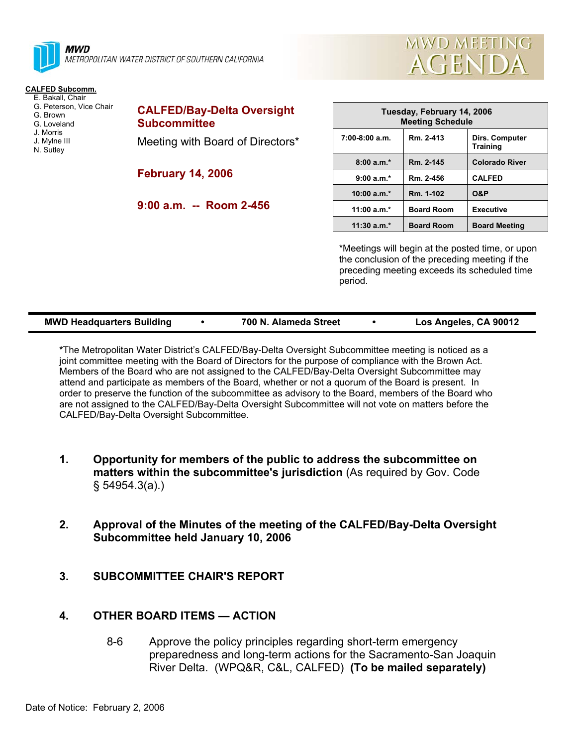**MWD**
METROPOLITAN WATER DISTRICT OF SOUTHERN CALIFORNIA

# MWD MEETING AGENDA

**CALFED Subcomm.**
- E. Bakall, Chair
- G. Peterson, Vice Chair
- G. Brown
- G. Loveland
- J. Morris
- J. Mylne III
- N. Sutley

## CALFED/Bay-Delta Oversight Subcommittee

Meeting with Board of Directors*

**February 14, 2006**

**9:00 a.m. -- Room 2-456**

| Tuesday, February 14, 2006 Meeting Schedule | | |
|---|---|---|
| 7:00-8:00 a.m. | Rm. 2-413 | Dirs. Computer Training |
| 8:00 a.m.* | Rm. 2-145 | Colorado River |
| 9:00 a.m.* | Rm. 2-456 | CALFED |
| 10:00 a.m.* | Rm. 1-102 | O&P |
| 11:00 a.m.* | Board Room | Executive |
| 11:30 a.m.* | Board Room | Board Meeting |

*Meetings will begin at the posted time, or upon the conclusion of the preceding meeting if the preceding meeting exceeds its scheduled time period.

**MWD Headquarters Building • 700 N. Alameda Street • Los Angeles, CA 90012**

**\***The Metropolitan Water District's CALFED/Bay-Delta Oversight Subcommittee meeting is noticed as a joint committee meeting with the Board of Directors for the purpose of compliance with the Brown Act. Members of the Board who are not assigned to the CALFED/Bay-Delta Oversight Subcommittee may attend and participate as members of the Board, whether or not a quorum of the Board is present. In order to preserve the function of the subcommittee as advisory to the Board, members of the Board who are not assigned to the CALFED/Bay-Delta Oversight Subcommittee will not vote on matters before the CALFED/Bay-Delta Oversight Subcommittee.

1. **Opportunity for members of the public to address the subcommittee on matters within the subcommittee's jurisdiction** (As required by Gov. Code § 54954.3(a).)

2. **Approval of the Minutes of the meeting of the CALFED/Bay-Delta Oversight Subcommittee held January 10, 2006**

3. **SUBCOMMITTEE CHAIR'S REPORT**

4. **OTHER BOARD ITEMS — ACTION**

   8-6 Approve the policy principles regarding short-term emergency preparedness and long-term actions for the Sacramento-San Joaquin River Delta. (WPQ&R, C&L, CALFED) **(To be mailed separately)**

Date of Notice: February 2, 2006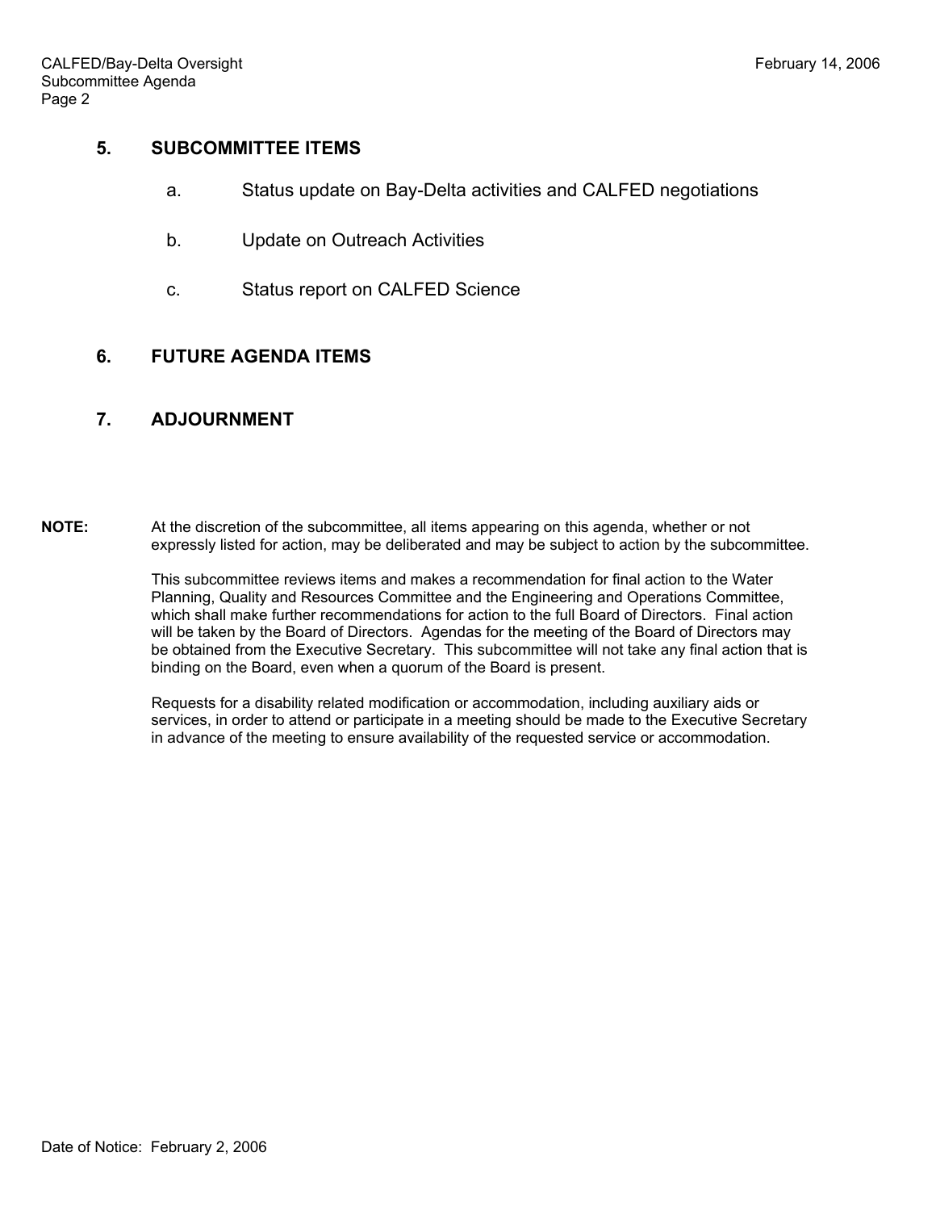## 5. SUBCOMMITTEE ITEMS

a. Status update on Bay-Delta activities and CALFED negotiations

b. Update on Outreach Activities

c. Status report on CALFED Science

## 6. FUTURE AGENDA ITEMS

## 7. ADJOURNMENT

**NOTE:** At the discretion of the subcommittee, all items appearing on this agenda, whether or not expressly listed for action, may be deliberated and may be subject to action by the subcommittee.

This subcommittee reviews items and makes a recommendation for final action to the Water Planning, Quality and Resources Committee and the Engineering and Operations Committee, which shall make further recommendations for action to the full Board of Directors. Final action will be taken by the Board of Directors. Agendas for the meeting of the Board of Directors may be obtained from the Executive Secretary. This subcommittee will not take any final action that is binding on the Board, even when a quorum of the Board is present.

Requests for a disability related modification or accommodation, including auxiliary aids or services, in order to attend or participate in a meeting should be made to the Executive Secretary in advance of the meeting to ensure availability of the requested service or accommodation.

Date of Notice: February 2, 2006